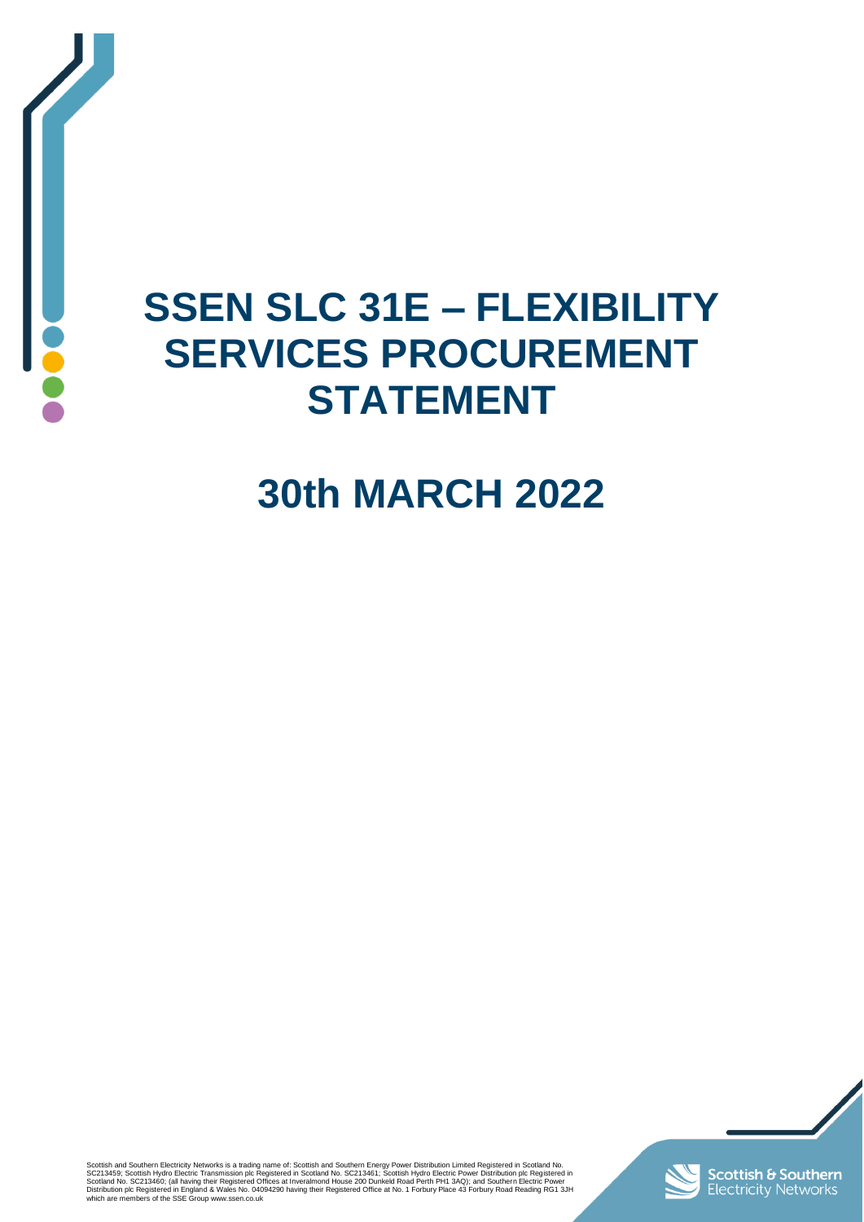# SSEN SLC 31E – FLEXIBILITY SERVICES PROCUREMENT STATEMENT

# 30th MARCH 2022

Scottish and Southern Electricity Networks is a trading name of: Scottish and Southern Energy Power Distribution Limited Registered in Scotland No. SC213459; Scottish Hydro Electric Transmission plc Registered in Scotland No. SC213461; Scottish Hydro Electric Power Distribution plc Registered in Scotland No. SC213460; (all having their Registered Offices at Inveralmond House 200 Dunkeld Road Perth PH1 3AQ); and Southern Electric Power Distribution plc Registered in England & Wales No. 04094290 having their Registered Office at No. 1 Forbury Place 43 Forbury Road Reading RG1 3JH which are members of the SSE Group www.ssen.co.uk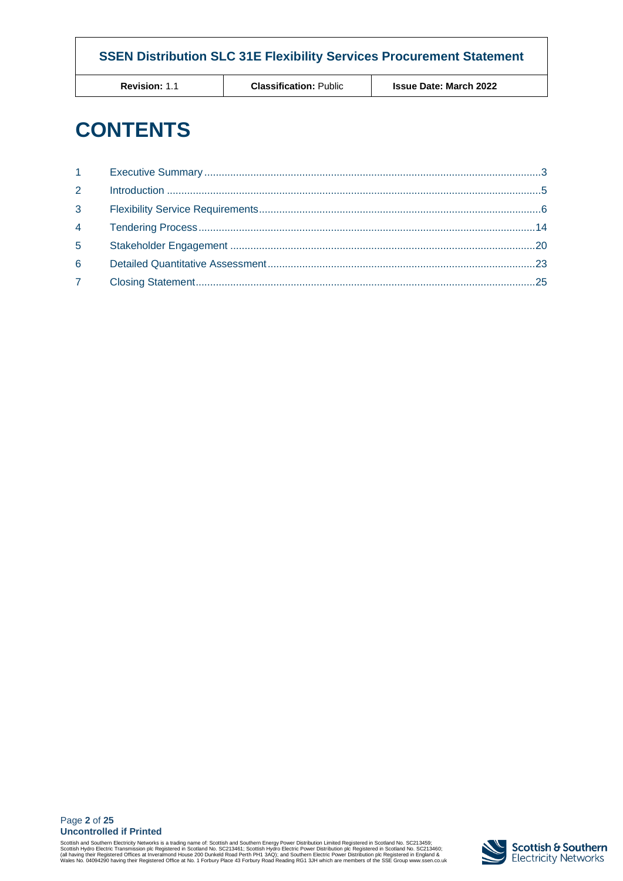# CONTENTS

| | | |
|---|---|---|
| 1 | Executive Summary | 3 |
| 2 | Introduction | 5 |
| 3 | Flexibility Service Requirements | 6 |
| 4 | Tendering Process | 14 |
| 5 | Stakeholder Engagement | 20 |
| 6 | Detailed Quantitative Assessment | 23 |
| 7 | Closing Statement | 25 |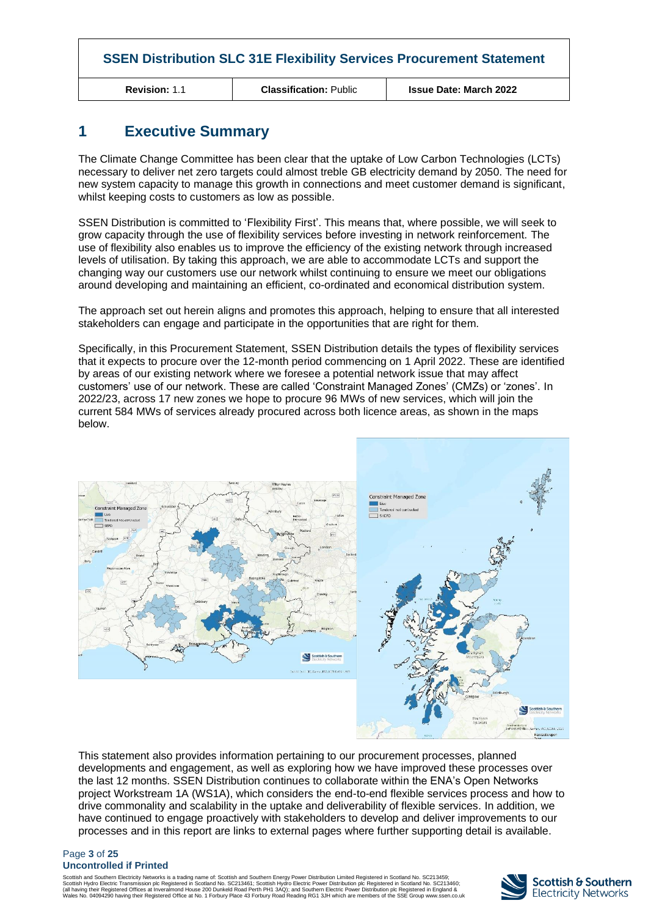## 1 Executive Summary

The Climate Change Committee has been clear that the uptake of Low Carbon Technologies (LCTs) necessary to deliver net zero targets could almost treble GB electricity demand by 2050. The need for new system capacity to manage this growth in connections and meet customer demand is significant, whilst keeping costs to customers as low as possible.

SSEN Distribution is committed to 'Flexibility First'. This means that, where possible, we will seek to grow capacity through the use of flexibility services before investing in network reinforcement. The use of flexibility also enables us to improve the efficiency of the existing network through increased levels of utilisation. By taking this approach, we are able to accommodate LCTs and support the changing way our customers use our network whilst continuing to ensure we meet our obligations around developing and maintaining an efficient, co-ordinated and economical distribution system.

The approach set out herein aligns and promotes this approach, helping to ensure that all interested stakeholders can engage and participate in the opportunities that are right for them.

Specifically, in this Procurement Statement, SSEN Distribution details the types of flexibility services that it expects to procure over the 12-month period commencing on 1 April 2022. These are identified by areas of our existing network where we foresee a potential network issue that may affect customers' use of our network. These are called 'Constraint Managed Zones' (CMZs) or 'zones'. In 2022/23, across 17 new zones we hope to procure 96 MWs of new services, which will join the current 584 MWs of services already procured across both licence areas, as shown in the maps below.

This statement also provides information pertaining to our procurement processes, planned developments and engagement, as well as exploring how we have improved these processes over the last 12 months. SSEN Distribution continues to collaborate within the ENA's Open Networks project Workstream 1A (WS1A), which considers the end-to-end flexible services process and how to drive commonality and scalability in the uptake and deliverability of flexible services. In addition, we have continued to engage proactively with stakeholders to develop and deliver improvements to our processes and in this report are links to external pages where further supporting detail is available.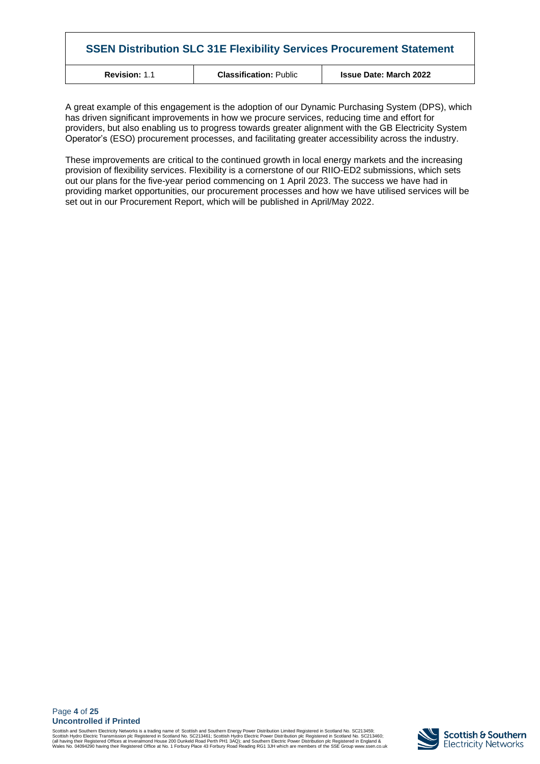A great example of this engagement is the adoption of our Dynamic Purchasing System (DPS), which has driven significant improvements in how we procure services, reducing time and effort for providers, but also enabling us to progress towards greater alignment with the GB Electricity System Operator's (ESO) procurement processes, and facilitating greater accessibility across the industry.

These improvements are critical to the continued growth in local energy markets and the increasing provision of flexibility services. Flexibility is a cornerstone of our RIIO-ED2 submissions, which sets out our plans for the five-year period commencing on 1 April 2023. The success we have had in providing market opportunities, our procurement processes and how we have utilised services will be set out in our Procurement Report, which will be published in April/May 2022.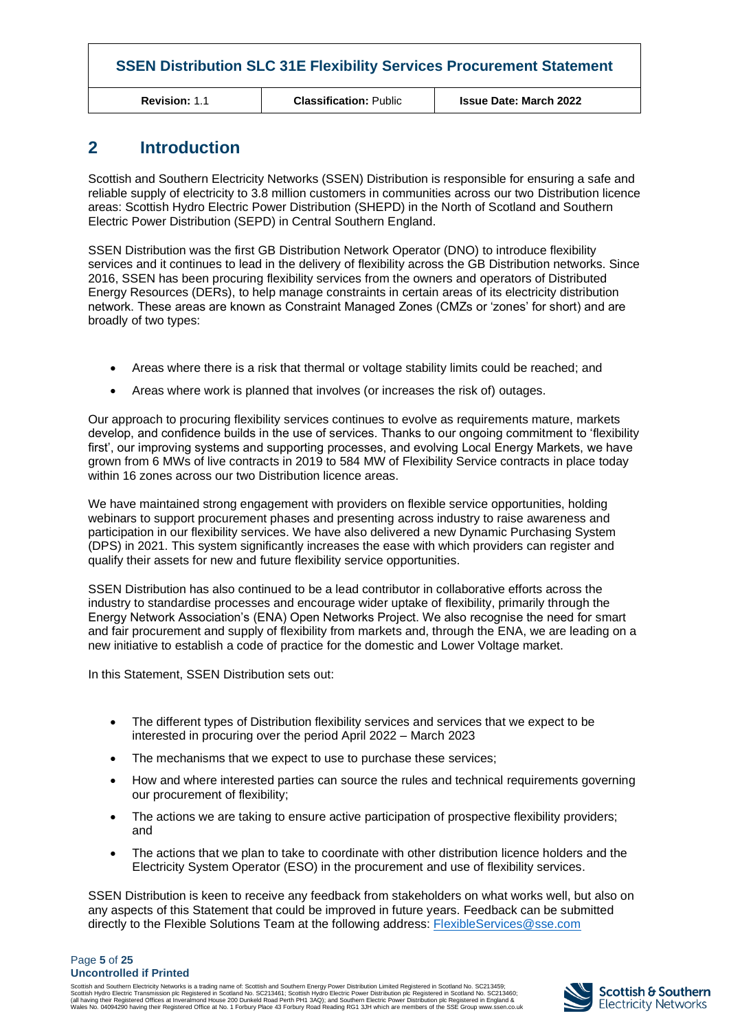## 2 Introduction

Scottish and Southern Electricity Networks (SSEN) Distribution is responsible for ensuring a safe and reliable supply of electricity to 3.8 million customers in communities across our two Distribution licence areas: Scottish Hydro Electric Power Distribution (SHEPD) in the North of Scotland and Southern Electric Power Distribution (SEPD) in Central Southern England.

SSEN Distribution was the first GB Distribution Network Operator (DNO) to introduce flexibility services and it continues to lead in the delivery of flexibility across the GB Distribution networks. Since 2016, SSEN has been procuring flexibility services from the owners and operators of Distributed Energy Resources (DERs), to help manage constraints in certain areas of its electricity distribution network. These areas are known as Constraint Managed Zones (CMZs or 'zones' for short) and are broadly of two types:

- Areas where there is a risk that thermal or voltage stability limits could be reached; and
- Areas where work is planned that involves (or increases the risk of) outages.

Our approach to procuring flexibility services continues to evolve as requirements mature, markets develop, and confidence builds in the use of services. Thanks to our ongoing commitment to 'flexibility first', our improving systems and supporting processes, and evolving Local Energy Markets, we have grown from 6 MWs of live contracts in 2019 to 584 MW of Flexibility Service contracts in place today within 16 zones across our two Distribution licence areas.

We have maintained strong engagement with providers on flexible service opportunities, holding webinars to support procurement phases and presenting across industry to raise awareness and participation in our flexibility services. We have also delivered a new Dynamic Purchasing System (DPS) in 2021. This system significantly increases the ease with which providers can register and qualify their assets for new and future flexibility service opportunities.

SSEN Distribution has also continued to be a lead contributor in collaborative efforts across the industry to standardise processes and encourage wider uptake of flexibility, primarily through the Energy Network Association's (ENA) Open Networks Project. We also recognise the need for smart and fair procurement and supply of flexibility from markets and, through the ENA, we are leading on a new initiative to establish a code of practice for the domestic and Lower Voltage market.

In this Statement, SSEN Distribution sets out:

- The different types of Distribution flexibility services and services that we expect to be interested in procuring over the period April 2022 – March 2023
- The mechanisms that we expect to use to purchase these services;
- How and where interested parties can source the rules and technical requirements governing our procurement of flexibility;
- The actions we are taking to ensure active participation of prospective flexibility providers; and
- The actions that we plan to take to coordinate with other distribution licence holders and the Electricity System Operator (ESO) in the procurement and use of flexibility services.

SSEN Distribution is keen to receive any feedback from stakeholders on what works well, but also on any aspects of this Statement that could be improved in future years. Feedback can be submitted directly to the Flexible Solutions Team at the following address: FlexibleServices@sse.com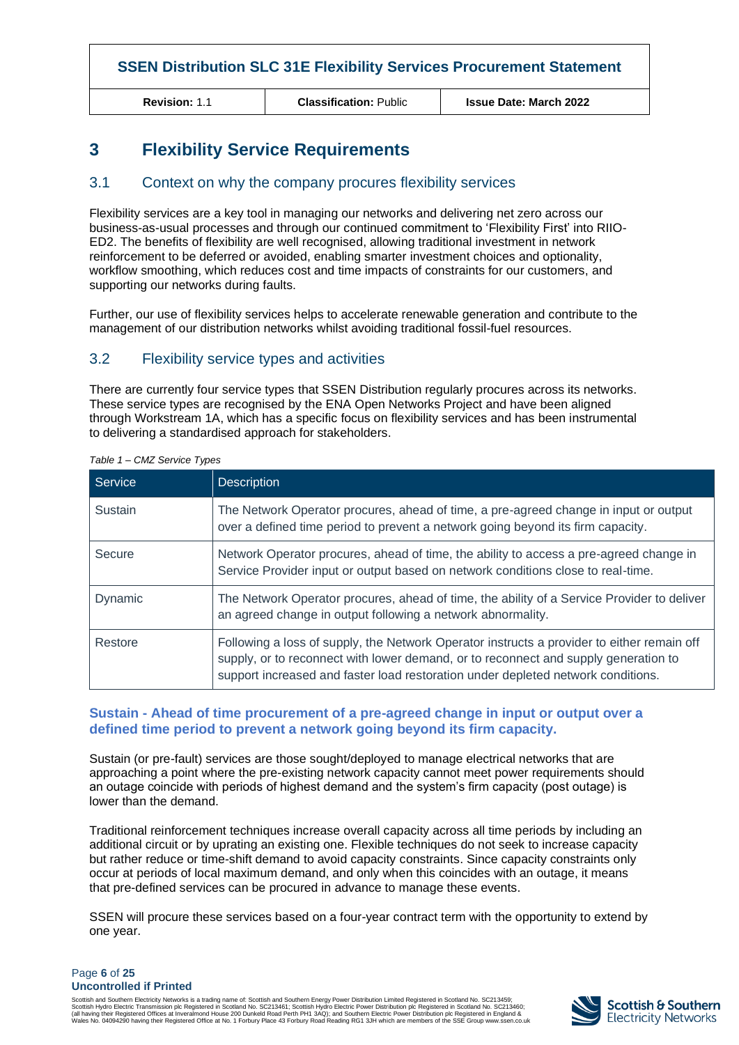# 3 Flexibility Service Requirements

## 3.1 Context on why the company procures flexibility services

Flexibility services are a key tool in managing our networks and delivering net zero across our business-as-usual processes and through our continued commitment to 'Flexibility First' into RIIO-ED2. The benefits of flexibility are well recognised, allowing traditional investment in network reinforcement to be deferred or avoided, enabling smarter investment choices and optionality, workflow smoothing, which reduces cost and time impacts of constraints for our customers, and supporting our networks during faults.

Further, our use of flexibility services helps to accelerate renewable generation and contribute to the management of our distribution networks whilst avoiding traditional fossil-fuel resources.

## 3.2 Flexibility service types and activities

There are currently four service types that SSEN Distribution regularly procures across its networks. These service types are recognised by the ENA Open Networks Project and have been aligned through Workstream 1A, which has a specific focus on flexibility services and has been instrumental to delivering a standardised approach for stakeholders.

*Table 1 – CMZ Service Types*

| Service | Description |
|---|---|
| Sustain | The Network Operator procures, ahead of time, a pre-agreed change in input or output over a defined time period to prevent a network going beyond its firm capacity. |
| Secure | Network Operator procures, ahead of time, the ability to access a pre-agreed change in Service Provider input or output based on network conditions close to real-time. |
| Dynamic | The Network Operator procures, ahead of time, the ability of a Service Provider to deliver an agreed change in output following a network abnormality. |
| Restore | Following a loss of supply, the Network Operator instructs a provider to either remain off supply, or to reconnect with lower demand, or to reconnect and supply generation to support increased and faster load restoration under depleted network conditions. |

### Sustain - Ahead of time procurement of a pre-agreed change in input or output over a defined time period to prevent a network going beyond its firm capacity.

Sustain (or pre-fault) services are those sought/deployed to manage electrical networks that are approaching a point where the pre-existing network capacity cannot meet power requirements should an outage coincide with periods of highest demand and the system's firm capacity (post outage) is lower than the demand.

Traditional reinforcement techniques increase overall capacity across all time periods by including an additional circuit or by uprating an existing one. Flexible techniques do not seek to increase capacity but rather reduce or time-shift demand to avoid capacity constraints. Since capacity constraints only occur at periods of local maximum demand, and only when this coincides with an outage, it means that pre-defined services can be procured in advance to manage these events.

SSEN will procure these services based on a four-year contract term with the opportunity to extend by one year.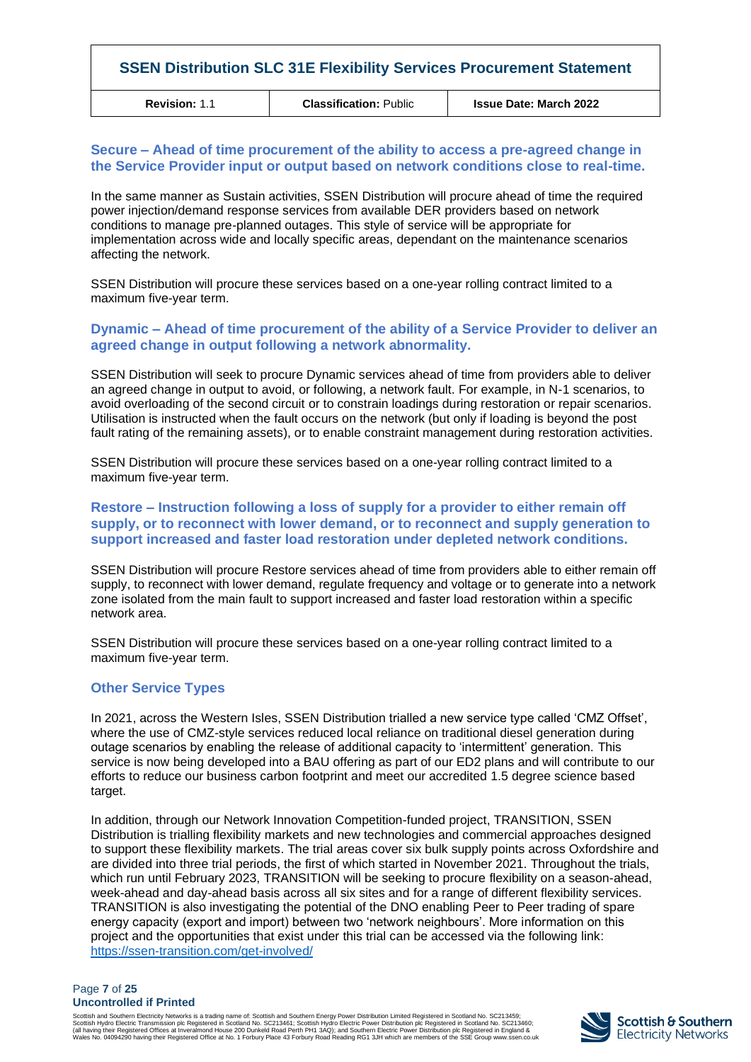### Secure – Ahead of time procurement of the ability to access a pre-agreed change in the Service Provider input or output based on network conditions close to real-time.

In the same manner as Sustain activities, SSEN Distribution will procure ahead of time the required power injection/demand response services from available DER providers based on network conditions to manage pre-planned outages. This style of service will be appropriate for implementation across wide and locally specific areas, dependant on the maintenance scenarios affecting the network.

SSEN Distribution will procure these services based on a one-year rolling contract limited to a maximum five-year term.

### Dynamic – Ahead of time procurement of the ability of a Service Provider to deliver an agreed change in output following a network abnormality.

SSEN Distribution will seek to procure Dynamic services ahead of time from providers able to deliver an agreed change in output to avoid, or following, a network fault. For example, in N-1 scenarios, to avoid overloading of the second circuit or to constrain loadings during restoration or repair scenarios. Utilisation is instructed when the fault occurs on the network (but only if loading is beyond the post fault rating of the remaining assets), or to enable constraint management during restoration activities.

SSEN Distribution will procure these services based on a one-year rolling contract limited to a maximum five-year term.

### Restore – Instruction following a loss of supply for a provider to either remain off supply, or to reconnect with lower demand, or to reconnect and supply generation to support increased and faster load restoration under depleted network conditions.

SSEN Distribution will procure Restore services ahead of time from providers able to either remain off supply, to reconnect with lower demand, regulate frequency and voltage or to generate into a network zone isolated from the main fault to support increased and faster load restoration within a specific network area.

SSEN Distribution will procure these services based on a one-year rolling contract limited to a maximum five-year term.

### Other Service Types

In 2021, across the Western Isles, SSEN Distribution trialled a new service type called 'CMZ Offset', where the use of CMZ-style services reduced local reliance on traditional diesel generation during outage scenarios by enabling the release of additional capacity to 'intermittent' generation. This service is now being developed into a BAU offering as part of our ED2 plans and will contribute to our efforts to reduce our business carbon footprint and meet our accredited 1.5 degree science based target.

In addition, through our Network Innovation Competition-funded project, TRANSITION, SSEN Distribution is trialling flexibility markets and new technologies and commercial approaches designed to support these flexibility markets. The trial areas cover six bulk supply points across Oxfordshire and are divided into three trial periods, the first of which started in November 2021. Throughout the trials, which run until February 2023, TRANSITION will be seeking to procure flexibility on a season-ahead, week-ahead and day-ahead basis across all six sites and for a range of different flexibility services. TRANSITION is also investigating the potential of the DNO enabling Peer to Peer trading of spare energy capacity (export and import) between two 'network neighbours'. More information on this project and the opportunities that exist under this trial can be accessed via the following link: [https://ssen-transition.com/get-involved/](https://ssen-transition.com/get-involved/)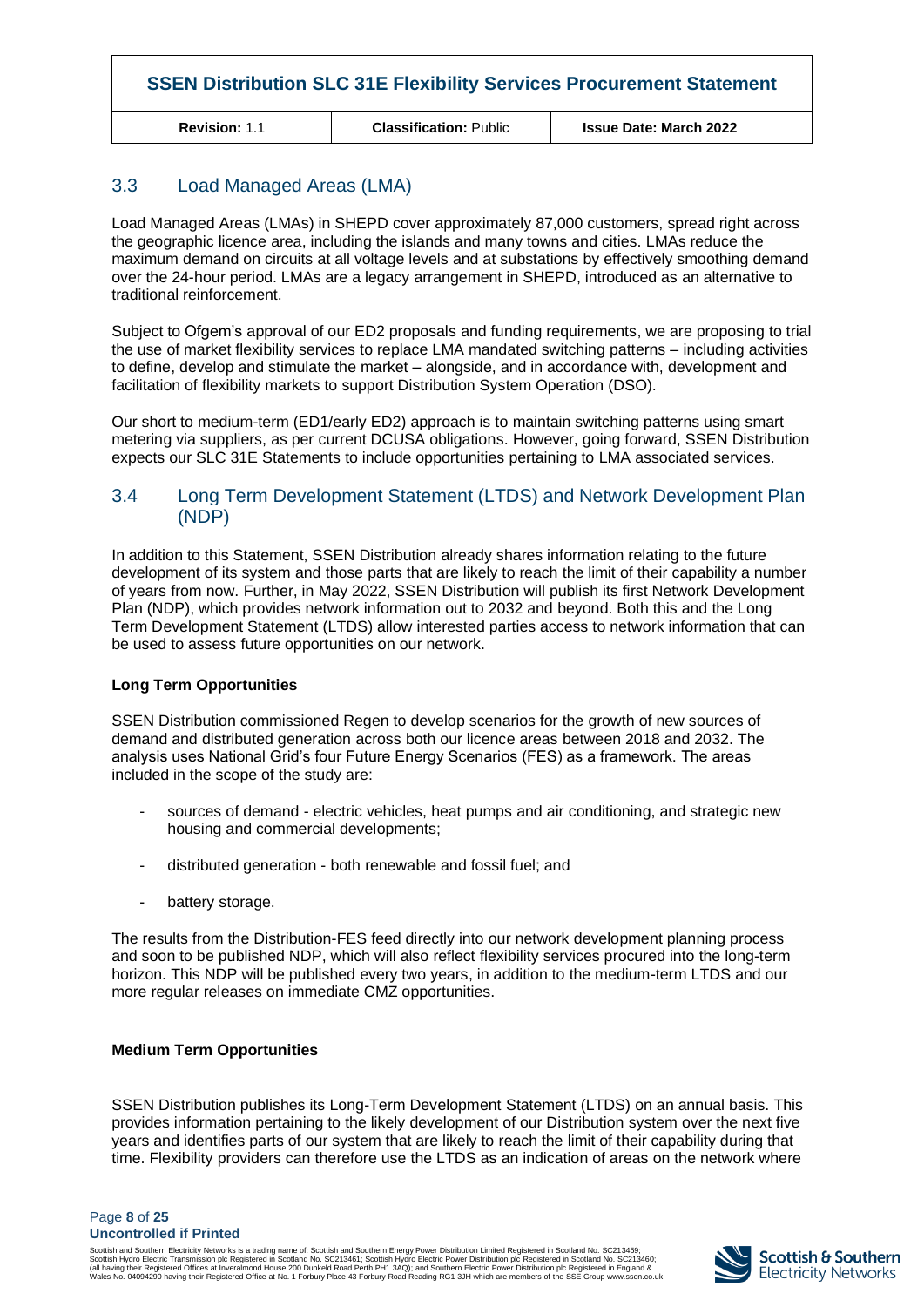## 3.3 Load Managed Areas (LMA)

Load Managed Areas (LMAs) in SHEPD cover approximately 87,000 customers, spread right across the geographic licence area, including the islands and many towns and cities. LMAs reduce the maximum demand on circuits at all voltage levels and at substations by effectively smoothing demand over the 24-hour period. LMAs are a legacy arrangement in SHEPD, introduced as an alternative to traditional reinforcement.

Subject to Ofgem's approval of our ED2 proposals and funding requirements, we are proposing to trial the use of market flexibility services to replace LMA mandated switching patterns – including activities to define, develop and stimulate the market – alongside, and in accordance with, development and facilitation of flexibility markets to support Distribution System Operation (DSO).

Our short to medium-term (ED1/early ED2) approach is to maintain switching patterns using smart metering via suppliers, as per current DCUSA obligations. However, going forward, SSEN Distribution expects our SLC 31E Statements to include opportunities pertaining to LMA associated services.

## 3.4 Long Term Development Statement (LTDS) and Network Development Plan (NDP)

In addition to this Statement, SSEN Distribution already shares information relating to the future development of its system and those parts that are likely to reach the limit of their capability a number of years from now. Further, in May 2022, SSEN Distribution will publish its first Network Development Plan (NDP), which provides network information out to 2032 and beyond. Both this and the Long Term Development Statement (LTDS) allow interested parties access to network information that can be used to assess future opportunities on our network.

**Long Term Opportunities**

SSEN Distribution commissioned Regen to develop scenarios for the growth of new sources of demand and distributed generation across both our licence areas between 2018 and 2032. The analysis uses National Grid's four Future Energy Scenarios (FES) as a framework. The areas included in the scope of the study are:

- sources of demand - electric vehicles, heat pumps and air conditioning, and strategic new housing and commercial developments;
- distributed generation - both renewable and fossil fuel; and
- battery storage.

The results from the Distribution-FES feed directly into our network development planning process and soon to be published NDP, which will also reflect flexibility services procured into the long-term horizon. This NDP will be published every two years, in addition to the medium-term LTDS and our more regular releases on immediate CMZ opportunities.

**Medium Term Opportunities**

SSEN Distribution publishes its Long-Term Development Statement (LTDS) on an annual basis. This provides information pertaining to the likely development of our Distribution system over the next five years and identifies parts of our system that are likely to reach the limit of their capability during that time. Flexibility providers can therefore use the LTDS as an indication of areas on the network where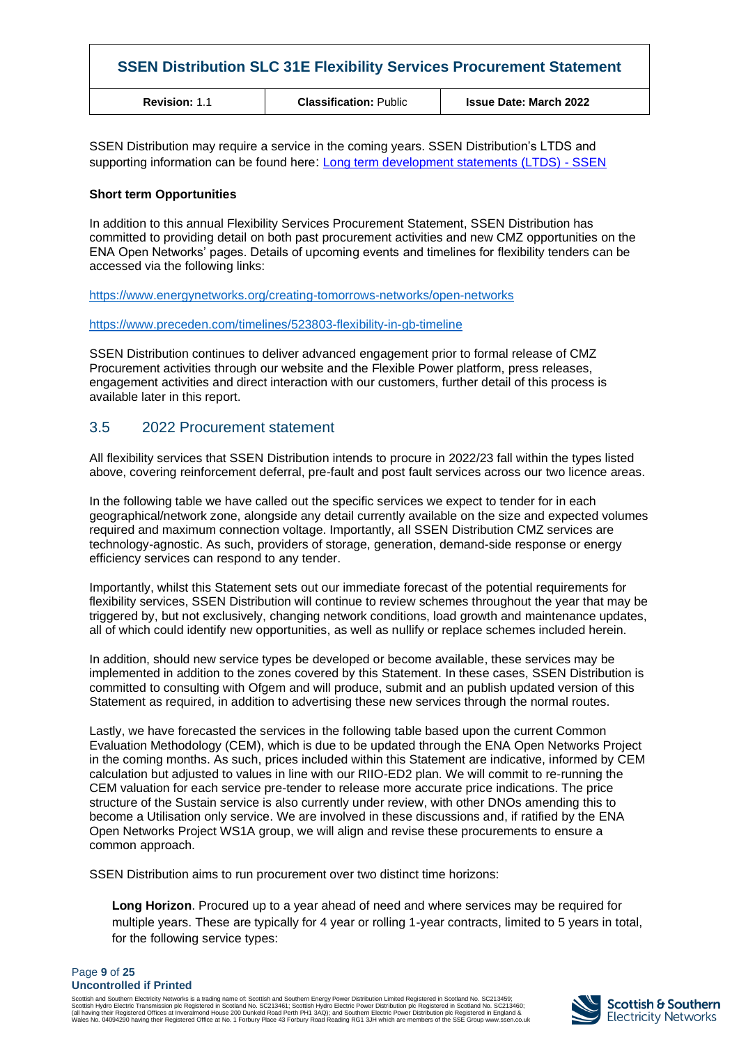SSEN Distribution may require a service in the coming years. SSEN Distribution's LTDS and supporting information can be found here: [Long term development statements (LTDS) - SSEN]

**Short term Opportunities**

In addition to this annual Flexibility Services Procurement Statement, SSEN Distribution has committed to providing detail on both past procurement activities and new CMZ opportunities on the ENA Open Networks' pages. Details of upcoming events and timelines for flexibility tenders can be accessed via the following links:

https://www.energynetworks.org/creating-tomorrows-networks/open-networks

https://www.preceden.com/timelines/523803-flexibility-in-gb-timeline

SSEN Distribution continues to deliver advanced engagement prior to formal release of CMZ Procurement activities through our website and the Flexible Power platform, press releases, engagement activities and direct interaction with our customers, further detail of this process is available later in this report.

## 3.5 2022 Procurement statement

All flexibility services that SSEN Distribution intends to procure in 2022/23 fall within the types listed above, covering reinforcement deferral, pre-fault and post fault services across our two licence areas.

In the following table we have called out the specific services we expect to tender for in each geographical/network zone, alongside any detail currently available on the size and expected volumes required and maximum connection voltage. Importantly, all SSEN Distribution CMZ services are technology-agnostic. As such, providers of storage, generation, demand-side response or energy efficiency services can respond to any tender.

Importantly, whilst this Statement sets out our immediate forecast of the potential requirements for flexibility services, SSEN Distribution will continue to review schemes throughout the year that may be triggered by, but not exclusively, changing network conditions, load growth and maintenance updates, all of which could identify new opportunities, as well as nullify or replace schemes included herein.

In addition, should new service types be developed or become available, these services may be implemented in addition to the zones covered by this Statement. In these cases, SSEN Distribution is committed to consulting with Ofgem and will produce, submit and an publish updated version of this Statement as required, in addition to advertising these new services through the normal routes.

Lastly, we have forecasted the services in the following table based upon the current Common Evaluation Methodology (CEM), which is due to be updated through the ENA Open Networks Project in the coming months. As such, prices included within this Statement are indicative, informed by CEM calculation but adjusted to values in line with our RIIO-ED2 plan. We will commit to re-running the CEM valuation for each service pre-tender to release more accurate price indications. The price structure of the Sustain service is also currently under review, with other DNOs amending this to become a Utilisation only service. We are involved in these discussions and, if ratified by the ENA Open Networks Project WS1A group, we will align and revise these procurements to ensure a common approach.

SSEN Distribution aims to run procurement over two distinct time horizons:

**Long Horizon**. Procured up to a year ahead of need and where services may be required for multiple years. These are typically for 4 year or rolling 1-year contracts, limited to 5 years in total, for the following service types: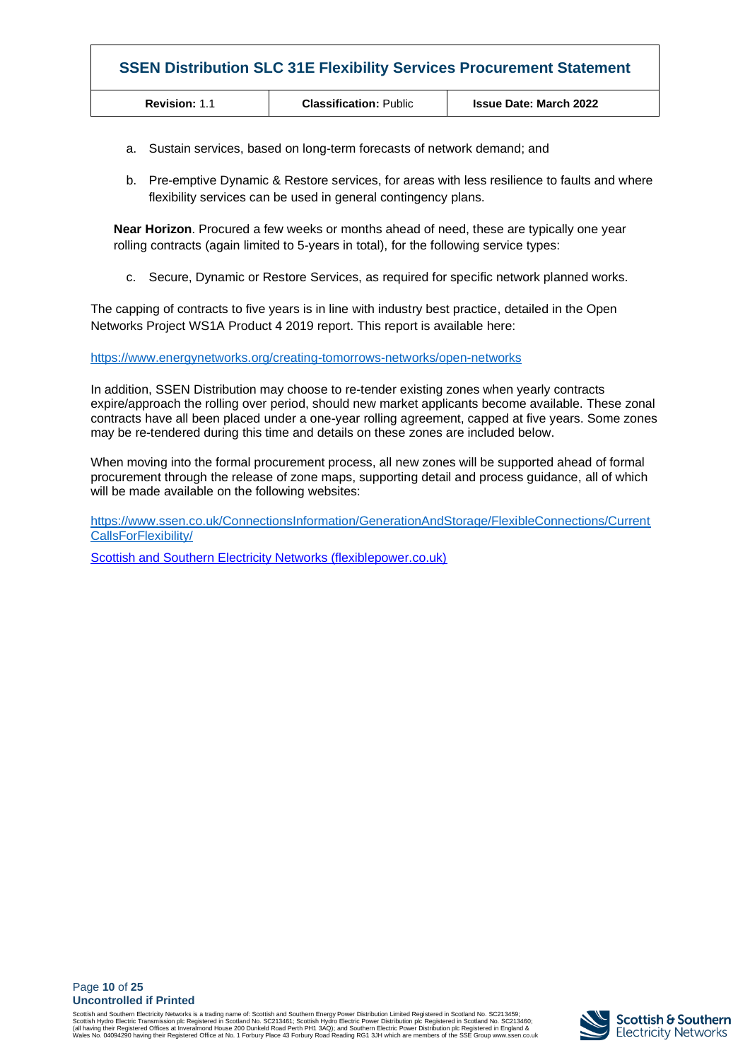a. Sustain services, based on long-term forecasts of network demand; and

b. Pre-emptive Dynamic & Restore services, for areas with less resilience to faults and where flexibility services can be used in general contingency plans.

**Near Horizon**. Procured a few weeks or months ahead of need, these are typically one year rolling contracts (again limited to 5-years in total), for the following service types:

c. Secure, Dynamic or Restore Services, as required for specific network planned works.

The capping of contracts to five years is in line with industry best practice, detailed in the Open Networks Project WS1A Product 4 2019 report. This report is available here:

https://www.energynetworks.org/creating-tomorrows-networks/open-networks

In addition, SSEN Distribution may choose to re-tender existing zones when yearly contracts expire/approach the rolling over period, should new market applicants become available. These zonal contracts have all been placed under a one-year rolling agreement, capped at five years. Some zones may be re-tendered during this time and details on these zones are included below.

When moving into the formal procurement process, all new zones will be supported ahead of formal procurement through the release of zone maps, supporting detail and process guidance, all of which will be made available on the following websites:

https://www.ssen.co.uk/ConnectionsInformation/GenerationAndStorage/FlexibleConnections/CurrentCallsForFlexibility/

Scottish and Southern Electricity Networks (flexiblepower.co.uk)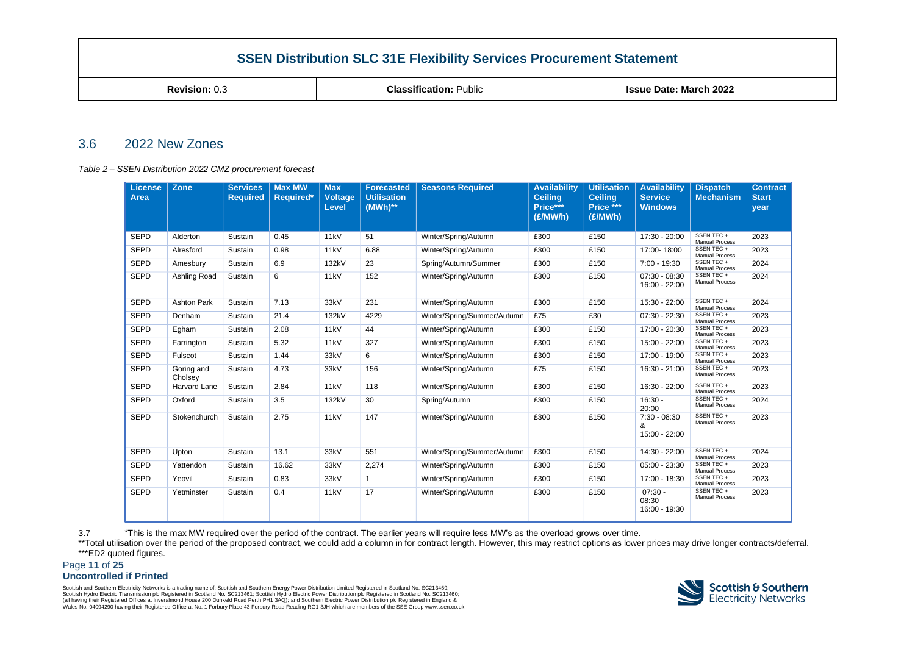## 3.6 2022 New Zones

*Table 2 – SSEN Distribution 2022 CMZ procurement forecast*

| License Area | Zone | Services Required | Max MW Required* | Max Voltage Level | Forecasted Utilisation (MWh)** | Seasons Required | Availability Ceiling Price*** (£/MW/h) | Utilisation Ceiling Price *** (£/MWh) | Availability Service Windows | Dispatch Mechanism | Contract Start year |
|---|---|---|---|---|---|---|---|---|---|---|---|
| SEPD | Alderton | Sustain | 0.45 | 11kV | 51 | Winter/Spring/Autumn | £300 | £150 | 17:30 - 20:00 | SSEN TEC + Manual Process | 2023 |
| SEPD | Alresford | Sustain | 0.98 | 11kV | 6.88 | Winter/Spring/Autumn | £300 | £150 | 17:00- 18:00 | SSEN TEC + Manual Process | 2023 |
| SEPD | Amesbury | Sustain | 6.9 | 132kV | 23 | Spring/Autumn/Summer | £300 | £150 | 7:00 - 19:30 | SSEN TEC + Manual Process | 2024 |
| SEPD | Ashling Road | Sustain | 6 | 11kV | 152 | Winter/Spring/Autumn | £300 | £150 | 07:30 - 08:30 16:00 - 22:00 | SSEN TEC + Manual Process | 2024 |
| SEPD | Ashton Park | Sustain | 7.13 | 33kV | 231 | Winter/Spring/Autumn | £300 | £150 | 15:30 - 22:00 | SSEN TEC + Manual Process | 2024 |
| SEPD | Denham | Sustain | 21.4 | 132kV | 4229 | Winter/Spring/Summer/Autumn | £75 | £30 | 07:30 - 22:30 | SSEN TEC + Manual Process | 2023 |
| SEPD | Egham | Sustain | 2.08 | 11kV | 44 | Winter/Spring/Autumn | £300 | £150 | 17:00 - 20:30 | SSEN TEC + Manual Process | 2023 |
| SEPD | Farrington | Sustain | 5.32 | 11kV | 327 | Winter/Spring/Autumn | £300 | £150 | 15:00 - 22:00 | SSEN TEC + Manual Process | 2023 |
| SEPD | Fulscot | Sustain | 1.44 | 33kV | 6 | Winter/Spring/Autumn | £300 | £150 | 17:00 - 19:00 | SSEN TEC + Manual Process | 2023 |
| SEPD | Goring and Cholsey | Sustain | 4.73 | 33kV | 156 | Winter/Spring/Autumn | £75 | £150 | 16:30 - 21:00 | SSEN TEC + Manual Process | 2023 |
| SEPD | Harvard Lane | Sustain | 2.84 | 11kV | 118 | Winter/Spring/Autumn | £300 | £150 | 16:30 - 22:00 | SSEN TEC + Manual Process | 2023 |
| SEPD | Oxford | Sustain | 3.5 | 132kV | 30 | Spring/Autumn | £300 | £150 | 16:30 - 20:00 | SSEN TEC + Manual Process | 2024 |
| SEPD | Stokenchurch | Sustain | 2.75 | 11kV | 147 | Winter/Spring/Autumn | £300 | £150 | 7:30 - 08:30 & 15:00 - 22:00 | SSEN TEC + Manual Process | 2023 |
| SEPD | Upton | Sustain | 13.1 | 33kV | 551 | Winter/Spring/Summer/Autumn | £300 | £150 | 14:30 - 22:00 | SSEN TEC + Manual Process | 2024 |
| SEPD | Yattendon | Sustain | 16.62 | 33kV | 2,274 | Winter/Spring/Autumn | £300 | £150 | 05:00 - 23:30 | SSEN TEC + Manual Process | 2023 |
| SEPD | Yeovil | Sustain | 0.83 | 33kV | 1 | Winter/Spring/Autumn | £300 | £150 | 17:00 - 18:30 | SSEN TEC + Manual Process | 2023 |
| SEPD | Yetminster | Sustain | 0.4 | 11kV | 17 | Winter/Spring/Autumn | £300 | £150 | 07:30 - 08:30 16:00 - 19:30 | SSEN TEC + Manual Process | 2023 |

3.7 *This is the max MW required over the period of the contract. The earlier years will require less MW's as the overload grows over time.

**Total utilisation over the period of the proposed contract, we could add a column in for contract length. However, this may restrict options as lower prices may drive longer contracts/deferral.

***ED2 quoted figures.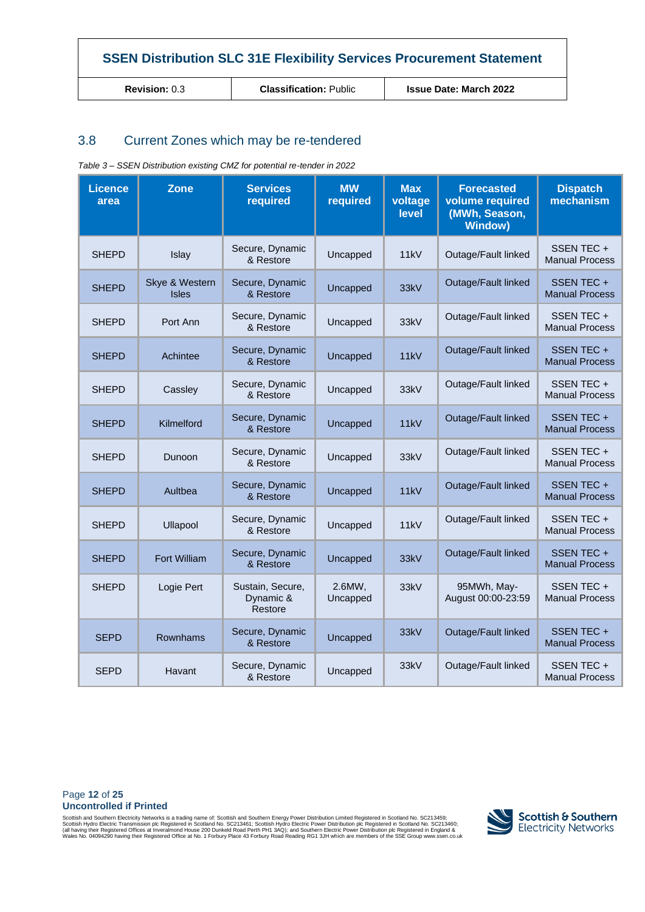## 3.8 Current Zones which may be re-tendered

*Table 3 – SSEN Distribution existing CMZ for potential re-tender in 2022*

| Licence area | Zone | Services required | MW required | Max voltage level | Forecasted volume required (MWh, Season, Window) | Dispatch mechanism |
|---|---|---|---|---|---|---|
| SHEPD | Islay | Secure, Dynamic & Restore | Uncapped | 11kV | Outage/Fault linked | SSEN TEC + Manual Process |
| SHEPD | Skye & Western Isles | Secure, Dynamic & Restore | Uncapped | 33kV | Outage/Fault linked | SSEN TEC + Manual Process |
| SHEPD | Port Ann | Secure, Dynamic & Restore | Uncapped | 33kV | Outage/Fault linked | SSEN TEC + Manual Process |
| SHEPD | Achintee | Secure, Dynamic & Restore | Uncapped | 11kV | Outage/Fault linked | SSEN TEC + Manual Process |
| SHEPD | Cassley | Secure, Dynamic & Restore | Uncapped | 33kV | Outage/Fault linked | SSEN TEC + Manual Process |
| SHEPD | Kilmelford | Secure, Dynamic & Restore | Uncapped | 11kV | Outage/Fault linked | SSEN TEC + Manual Process |
| SHEPD | Dunoon | Secure, Dynamic & Restore | Uncapped | 33kV | Outage/Fault linked | SSEN TEC + Manual Process |
| SHEPD | Aultbea | Secure, Dynamic & Restore | Uncapped | 11kV | Outage/Fault linked | SSEN TEC + Manual Process |
| SHEPD | Ullapool | Secure, Dynamic & Restore | Uncapped | 11kV | Outage/Fault linked | SSEN TEC + Manual Process |
| SHEPD | Fort William | Secure, Dynamic & Restore | Uncapped | 33kV | Outage/Fault linked | SSEN TEC + Manual Process |
| SHEPD | Logie Pert | Sustain, Secure, Dynamic & Restore | 2.6MW, Uncapped | 33kV | 95MWh, May-August 00:00-23:59 | SSEN TEC + Manual Process |
| SEPD | Rownhams | Secure, Dynamic & Restore | Uncapped | 33kV | Outage/Fault linked | SSEN TEC + Manual Process |
| SEPD | Havant | Secure, Dynamic & Restore | Uncapped | 33kV | Outage/Fault linked | SSEN TEC + Manual Process |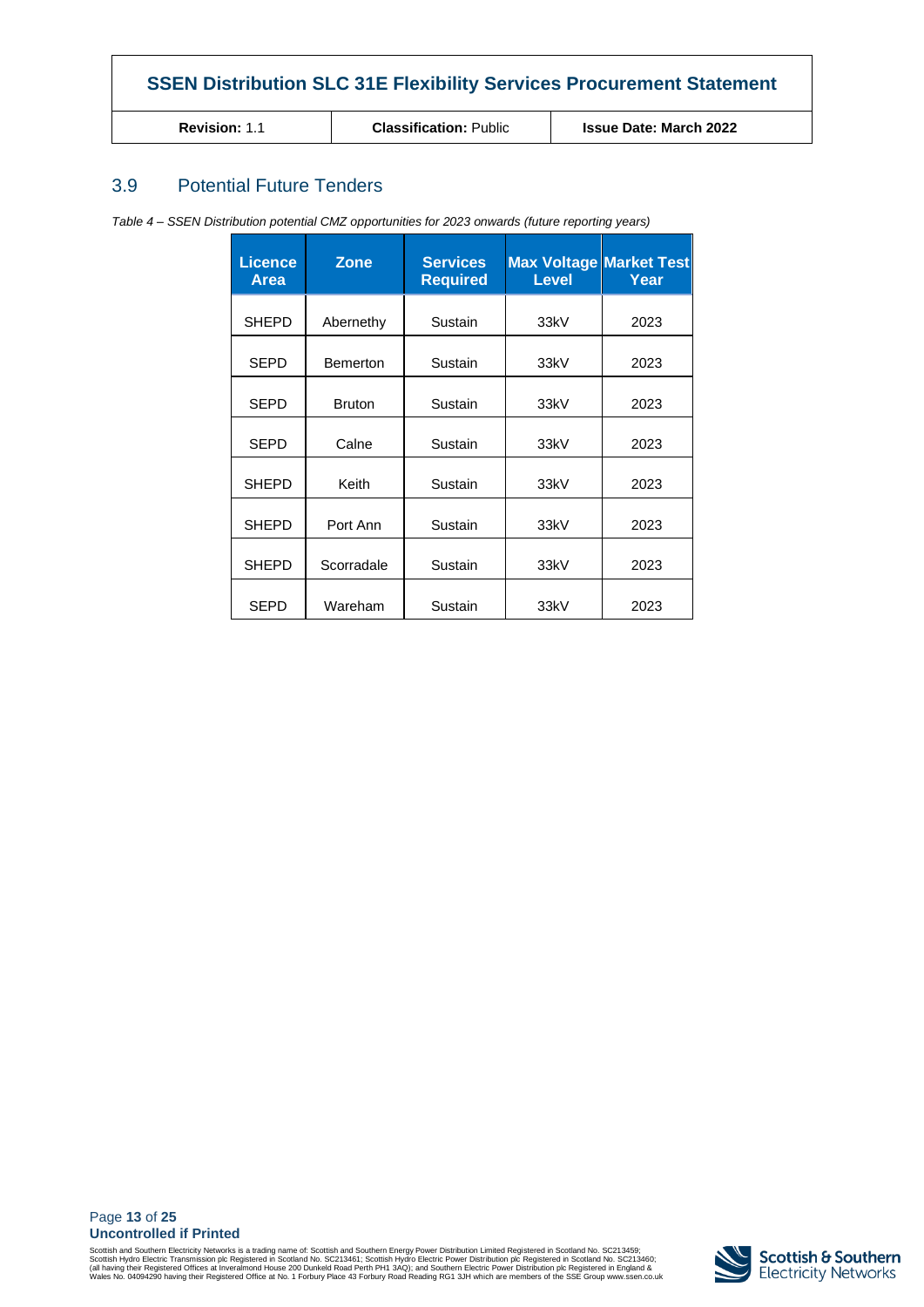## 3.9 Potential Future Tenders

*Table 4 – SSEN Distribution potential CMZ opportunities for 2023 onwards (future reporting years)*

| Licence Area | Zone | Services Required | Max Voltage Level | Market Test Year |
|---|---|---|---|---|
| SHEPD | Abernethy | Sustain | 33kV | 2023 |
| SEPD | Bemerton | Sustain | 33kV | 2023 |
| SEPD | Bruton | Sustain | 33kV | 2023 |
| SEPD | Calne | Sustain | 33kV | 2023 |
| SHEPD | Keith | Sustain | 33kV | 2023 |
| SHEPD | Port Ann | Sustain | 33kV | 2023 |
| SHEPD | Scorradale | Sustain | 33kV | 2023 |
| SEPD | Wareham | Sustain | 33kV | 2023 |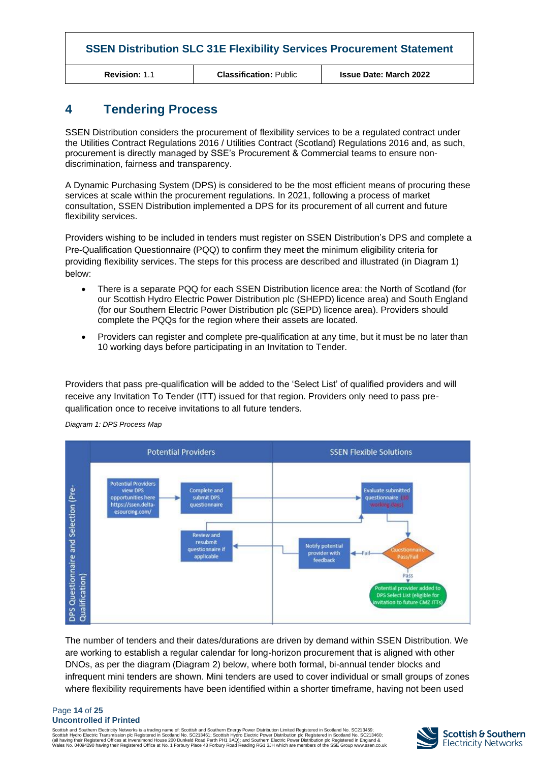# 4 Tendering Process

SSEN Distribution considers the procurement of flexibility services to be a regulated contract under the Utilities Contract Regulations 2016 / Utilities Contract (Scotland) Regulations 2016 and, as such, procurement is directly managed by SSE's Procurement & Commercial teams to ensure non-discrimination, fairness and transparency.

A Dynamic Purchasing System (DPS) is considered to be the most efficient means of procuring these services at scale within the procurement regulations. In 2021, following a process of market consultation, SSEN Distribution implemented a DPS for its procurement of all current and future flexibility services.

Providers wishing to be included in tenders must register on SSEN Distribution's DPS and complete a Pre-Qualification Questionnaire (PQQ) to confirm they meet the minimum eligibility criteria for providing flexibility services. The steps for this process are described and illustrated (in Diagram 1) below:

- There is a separate PQQ for each SSEN Distribution licence area: the North of Scotland (for our Scottish Hydro Electric Power Distribution plc (SHEPD) licence area) and South England (for our Southern Electric Power Distribution plc (SEPD) licence area). Providers should complete the PQQs for the region where their assets are located.
- Providers can register and complete pre-qualification at any time, but it must be no later than 10 working days before participating in an Invitation to Tender.

Providers that pass pre-qualification will be added to the 'Select List' of qualified providers and will receive any Invitation To Tender (ITT) issued for that region. Providers only need to pass pre-qualification once to receive invitations to all future tenders.

*Diagram 1: DPS Process Map*

DPS Questionnaire and Selection (Pre-Qualification)

Potential Providers:
- Potential Providers view DPS opportunities here https://ssen.delta-esourcing.com/
- Complete and submit DPS questionnaire
- Review and resubmit questionnaire if applicable

SSEN Flexible Solutions:
- Evaluate submitted questionnaire (10 working days)
- Questionnaire Pass/Fail
- Fail → Notify potential provider with feedback
- Pass → Potential provider added to DPS Select List (eligible for invitation to future CMZ ITTs)

The number of tenders and their dates/durations are driven by demand within SSEN Distribution. We are working to establish a regular calendar for long-horizon procurement that is aligned with other DNOs, as per the diagram (Diagram 2) below, where both formal, bi-annual tender blocks and infrequent mini tenders are shown. Mini tenders are used to cover individual or small groups of zones where flexibility requirements have been identified within a shorter timeframe, having not been used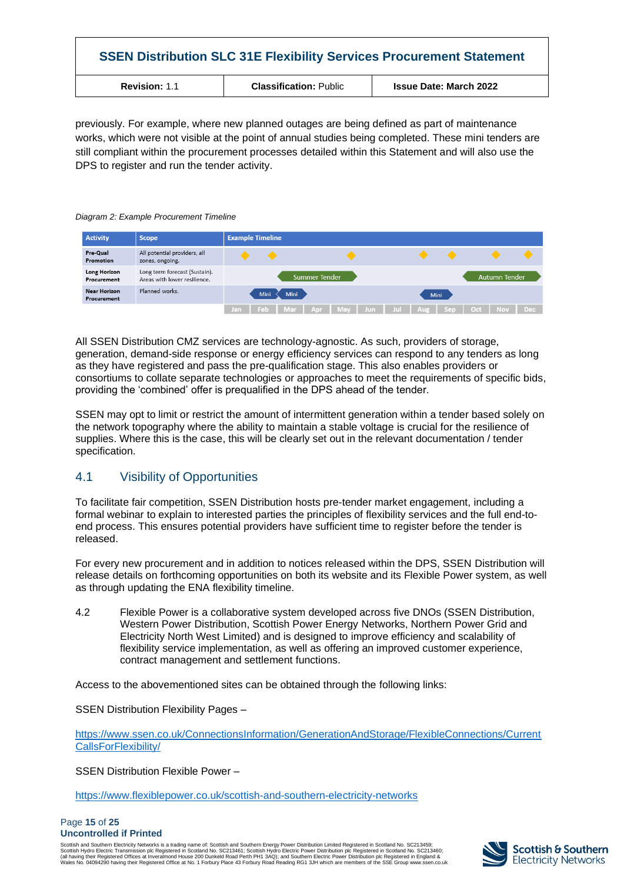previously. For example, where new planned outages are being defined as part of maintenance works, which were not visible at the point of annual studies being completed. These mini tenders are still compliant within the procurement processes detailed within this Statement and will also use the DPS to register and run the tender activity.

*Diagram 2: Example Procurement Timeline*

| Activity | Scope | Example Timeline |
|---|---|---|
| Pre-Qual Promotion | All potential providers, all zones, ongoing. | ◆ ◆ ◆ ◆ ◆ ◆ ◆ |
| Long Horizon Procurement | Long term forecast (Sustain). Areas with lower resilience. | Summer Tender; Autumn Tender |
| Near Horizon Procurement | Planned works. | Mini; Mini; Mini |
| | | Jan Feb Mar Apr May Jun Jul Aug Sep Oct Nov Dec |

All SSEN Distribution CMZ services are technology-agnostic. As such, providers of storage, generation, demand-side response or energy efficiency services can respond to any tenders as long as they have registered and pass the pre-qualification stage. This also enables providers or consortiums to collate separate technologies or approaches to meet the requirements of specific bids, providing the 'combined' offer is prequalified in the DPS ahead of the tender.

SSEN may opt to limit or restrict the amount of intermittent generation within a tender based solely on the network topography where the ability to maintain a stable voltage is crucial for the resilience of supplies. Where this is the case, this will be clearly set out in the relevant documentation / tender specification.

## 4.1 Visibility of Opportunities

To facilitate fair competition, SSEN Distribution hosts pre-tender market engagement, including a formal webinar to explain to interested parties the principles of flexibility services and the full end-to-end process. This ensures potential providers have sufficient time to register before the tender is released.

For every new procurement and in addition to notices released within the DPS, SSEN Distribution will release details on forthcoming opportunities on both its website and its Flexible Power system, as well as through updating the ENA flexibility timeline.

4.2 Flexible Power is a collaborative system developed across five DNOs (SSEN Distribution, Western Power Distribution, Scottish Power Energy Networks, Northern Power Grid and Electricity North West Limited) and is designed to improve efficiency and scalability of flexibility service implementation, as well as offering an improved customer experience, contract management and settlement functions.

Access to the abovementioned sites can be obtained through the following links:

SSEN Distribution Flexibility Pages –

https://www.ssen.co.uk/ConnectionsInformation/GenerationAndStorage/FlexibleConnections/CurrentCallsForFlexibility/

SSEN Distribution Flexible Power –

https://www.flexiblepower.co.uk/scottish-and-southern-electricity-networks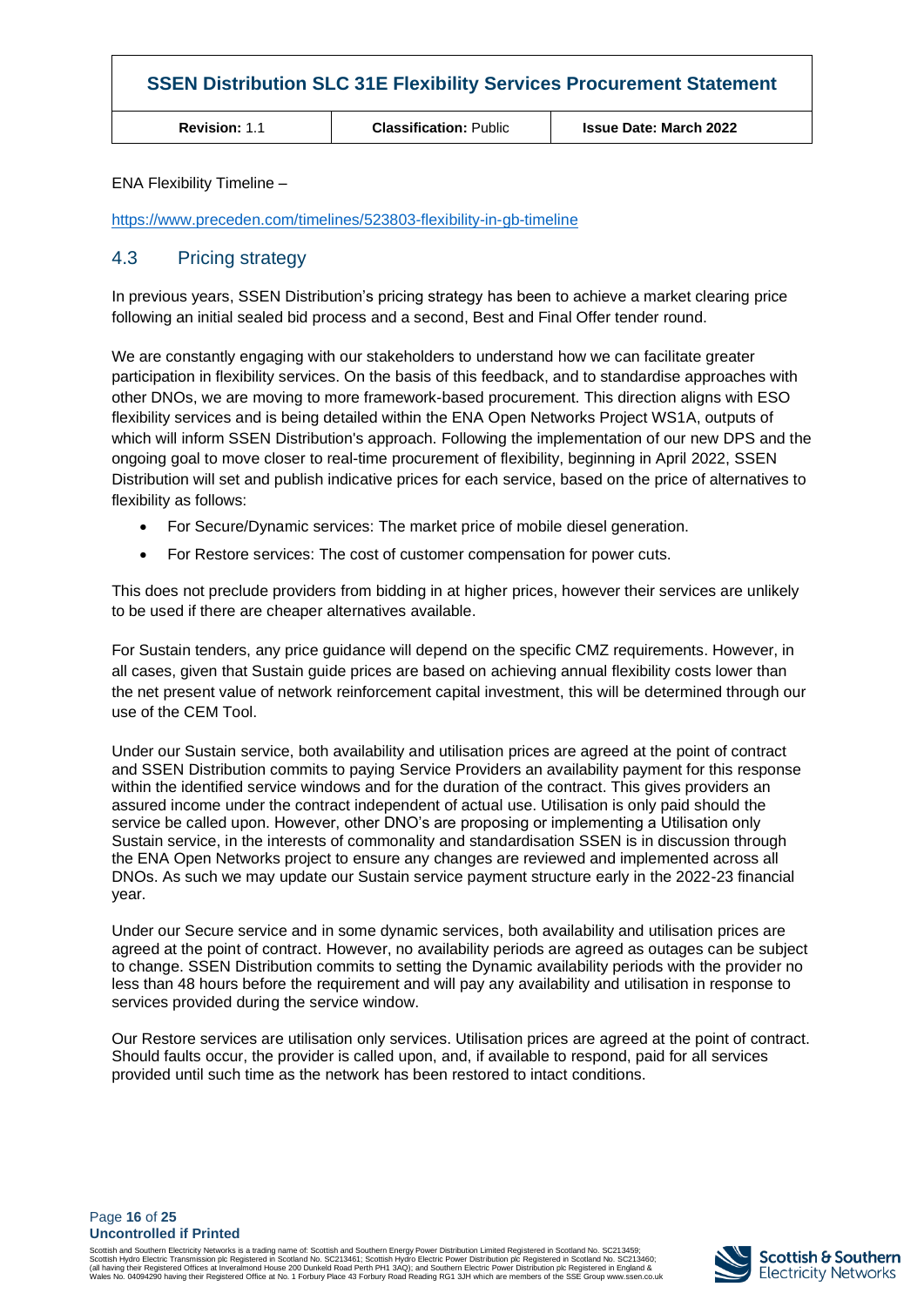ENA Flexibility Timeline –

https://www.preceden.com/timelines/523803-flexibility-in-gb-timeline

## 4.3 Pricing strategy

In previous years, SSEN Distribution's pricing strategy has been to achieve a market clearing price following an initial sealed bid process and a second, Best and Final Offer tender round.

We are constantly engaging with our stakeholders to understand how we can facilitate greater participation in flexibility services. On the basis of this feedback, and to standardise approaches with other DNOs, we are moving to more framework-based procurement. This direction aligns with ESO flexibility services and is being detailed within the ENA Open Networks Project WS1A, outputs of which will inform SSEN Distribution's approach. Following the implementation of our new DPS and the ongoing goal to move closer to real-time procurement of flexibility, beginning in April 2022, SSEN Distribution will set and publish indicative prices for each service, based on the price of alternatives to flexibility as follows:

- For Secure/Dynamic services: The market price of mobile diesel generation.
- For Restore services: The cost of customer compensation for power cuts.

This does not preclude providers from bidding in at higher prices, however their services are unlikely to be used if there are cheaper alternatives available.

For Sustain tenders, any price guidance will depend on the specific CMZ requirements. However, in all cases, given that Sustain guide prices are based on achieving annual flexibility costs lower than the net present value of network reinforcement capital investment, this will be determined through our use of the CEM Tool.

Under our Sustain service, both availability and utilisation prices are agreed at the point of contract and SSEN Distribution commits to paying Service Providers an availability payment for this response within the identified service windows and for the duration of the contract. This gives providers an assured income under the contract independent of actual use. Utilisation is only paid should the service be called upon. However, other DNO's are proposing or implementing a Utilisation only Sustain service, in the interests of commonality and standardisation SSEN is in discussion through the ENA Open Networks project to ensure any changes are reviewed and implemented across all DNOs. As such we may update our Sustain service payment structure early in the 2022-23 financial year.

Under our Secure service and in some dynamic services, both availability and utilisation prices are agreed at the point of contract. However, no availability periods are agreed as outages can be subject to change. SSEN Distribution commits to setting the Dynamic availability periods with the provider no less than 48 hours before the requirement and will pay any availability and utilisation in response to services provided during the service window.

Our Restore services are utilisation only services. Utilisation prices are agreed at the point of contract. Should faults occur, the provider is called upon, and, if available to respond, paid for all services provided until such time as the network has been restored to intact conditions.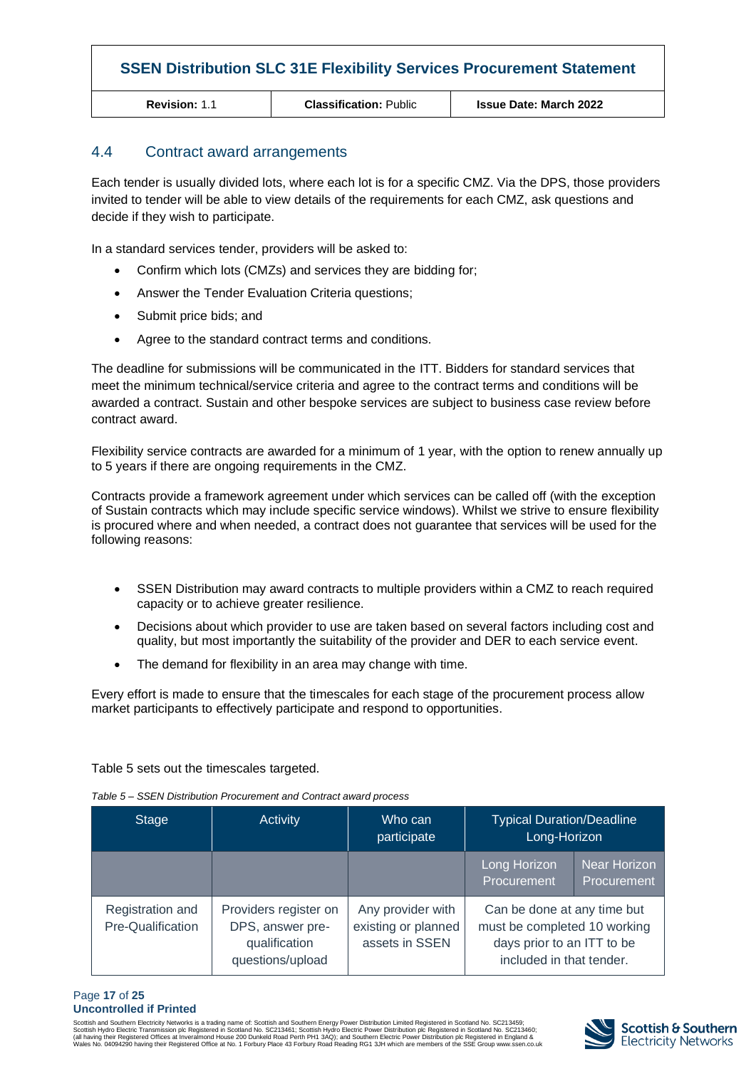## 4.4 Contract award arrangements

Each tender is usually divided lots, where each lot is for a specific CMZ. Via the DPS, those providers invited to tender will be able to view details of the requirements for each CMZ, ask questions and decide if they wish to participate.

In a standard services tender, providers will be asked to:

- Confirm which lots (CMZs) and services they are bidding for;
- Answer the Tender Evaluation Criteria questions;
- Submit price bids; and
- Agree to the standard contract terms and conditions.

The deadline for submissions will be communicated in the ITT. Bidders for standard services that meet the minimum technical/service criteria and agree to the contract terms and conditions will be awarded a contract. Sustain and other bespoke services are subject to business case review before contract award.

Flexibility service contracts are awarded for a minimum of 1 year, with the option to renew annually up to 5 years if there are ongoing requirements in the CMZ.

Contracts provide a framework agreement under which services can be called off (with the exception of Sustain contracts which may include specific service windows). Whilst we strive to ensure flexibility is procured where and when needed, a contract does not guarantee that services will be used for the following reasons:

- SSEN Distribution may award contracts to multiple providers within a CMZ to reach required capacity or to achieve greater resilience.
- Decisions about which provider to use are taken based on several factors including cost and quality, but most importantly the suitability of the provider and DER to each service event.
- The demand for flexibility in an area may change with time.

Every effort is made to ensure that the timescales for each stage of the procurement process allow market participants to effectively participate and respond to opportunities.

Table 5 sets out the timescales targeted.

*Table 5 – SSEN Distribution Procurement and Contract award process*

| Stage | Activity | Who can participate | Typical Duration/Deadline Long-Horizon | |
|---|---|---|---|---|
| | | | Long Horizon Procurement | Near Horizon Procurement |
| Registration and Pre-Qualification | Providers register on DPS, answer pre-qualification questions/upload | Any provider with existing or planned assets in SSEN | Can be done at any time but must be completed 10 working days prior to an ITT to be included in that tender. | |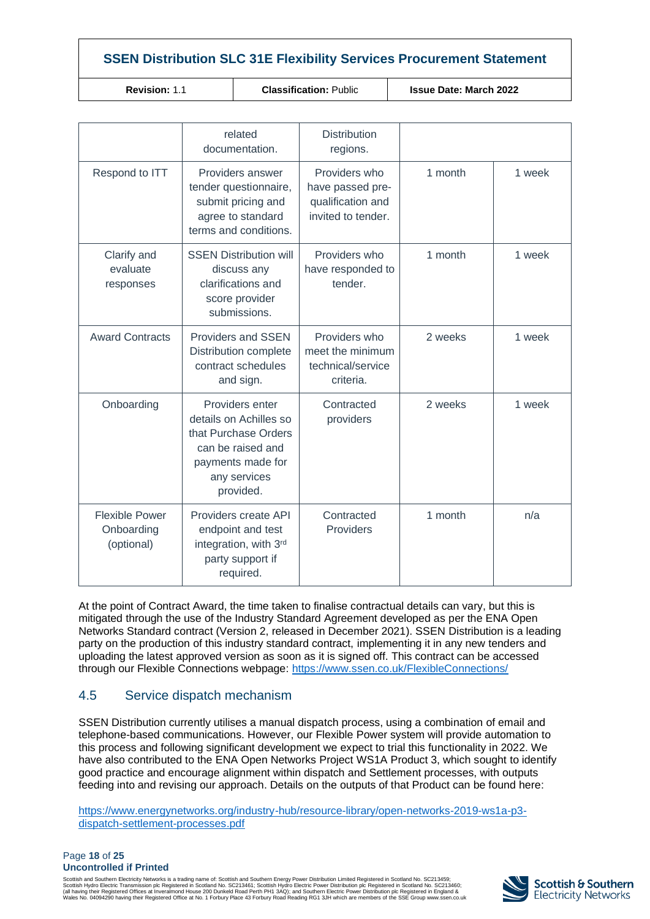| | related documentation. | Distribution regions. | | |
|---|---|---|---|---|
| Respond to ITT | Providers answer tender questionnaire, submit pricing and agree to standard terms and conditions. | Providers who have passed pre-qualification and invited to tender. | 1 month | 1 week |
| Clarify and evaluate responses | SSEN Distribution will discuss any clarifications and score provider submissions. | Providers who have responded to tender. | 1 month | 1 week |
| Award Contracts | Providers and SSEN Distribution complete contract schedules and sign. | Providers who meet the minimum technical/service criteria. | 2 weeks | 1 week |
| Onboarding | Providers enter details on Achilles so that Purchase Orders can be raised and payments made for any services provided. | Contracted providers | 2 weeks | 1 week |
| Flexible Power Onboarding (optional) | Providers create API endpoint and test integration, with 3rd party support if required. | Contracted Providers | 1 month | n/a |

At the point of Contract Award, the time taken to finalise contractual details can vary, but this is mitigated through the use of the Industry Standard Agreement developed as per the ENA Open Networks Standard contract (Version 2, released in December 2021). SSEN Distribution is a leading party on the production of this industry standard contract, implementing it in any new tenders and uploading the latest approved version as soon as it is signed off. This contract can be accessed through our Flexible Connections webpage: https://www.ssen.co.uk/FlexibleConnections/

## 4.5 Service dispatch mechanism

SSEN Distribution currently utilises a manual dispatch process, using a combination of email and telephone-based communications. However, our Flexible Power system will provide automation to this process and following significant development we expect to trial this functionality in 2022. We have also contributed to the ENA Open Networks Project WS1A Product 3, which sought to identify good practice and encourage alignment within dispatch and Settlement processes, with outputs feeding into and revising our approach. Details on the outputs of that Product can be found here:

https://www.energynetworks.org/industry-hub/resource-library/open-networks-2019-ws1a-p3-dispatch-settlement-processes.pdf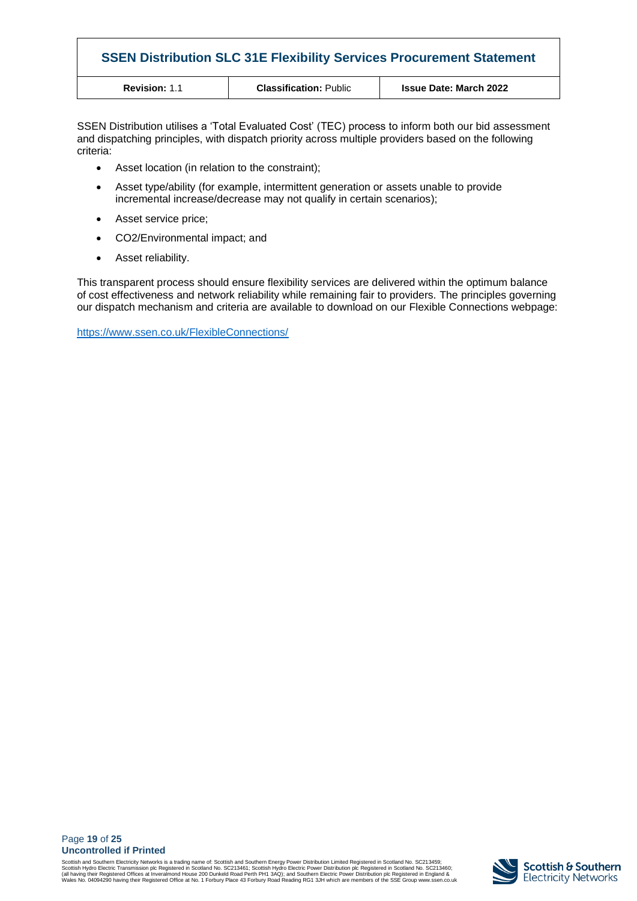SSEN Distribution utilises a 'Total Evaluated Cost' (TEC) process to inform both our bid assessment and dispatching principles, with dispatch priority across multiple providers based on the following criteria:

- Asset location (in relation to the constraint);
- Asset type/ability (for example, intermittent generation or assets unable to provide incremental increase/decrease may not qualify in certain scenarios);
- Asset service price;
- $CO_2$/Environmental impact; and
- Asset reliability.

This transparent process should ensure flexibility services are delivered within the optimum balance of cost effectiveness and network reliability while remaining fair to providers. The principles governing our dispatch mechanism and criteria are available to download on our Flexible Connections webpage:

https://www.ssen.co.uk/FlexibleConnections/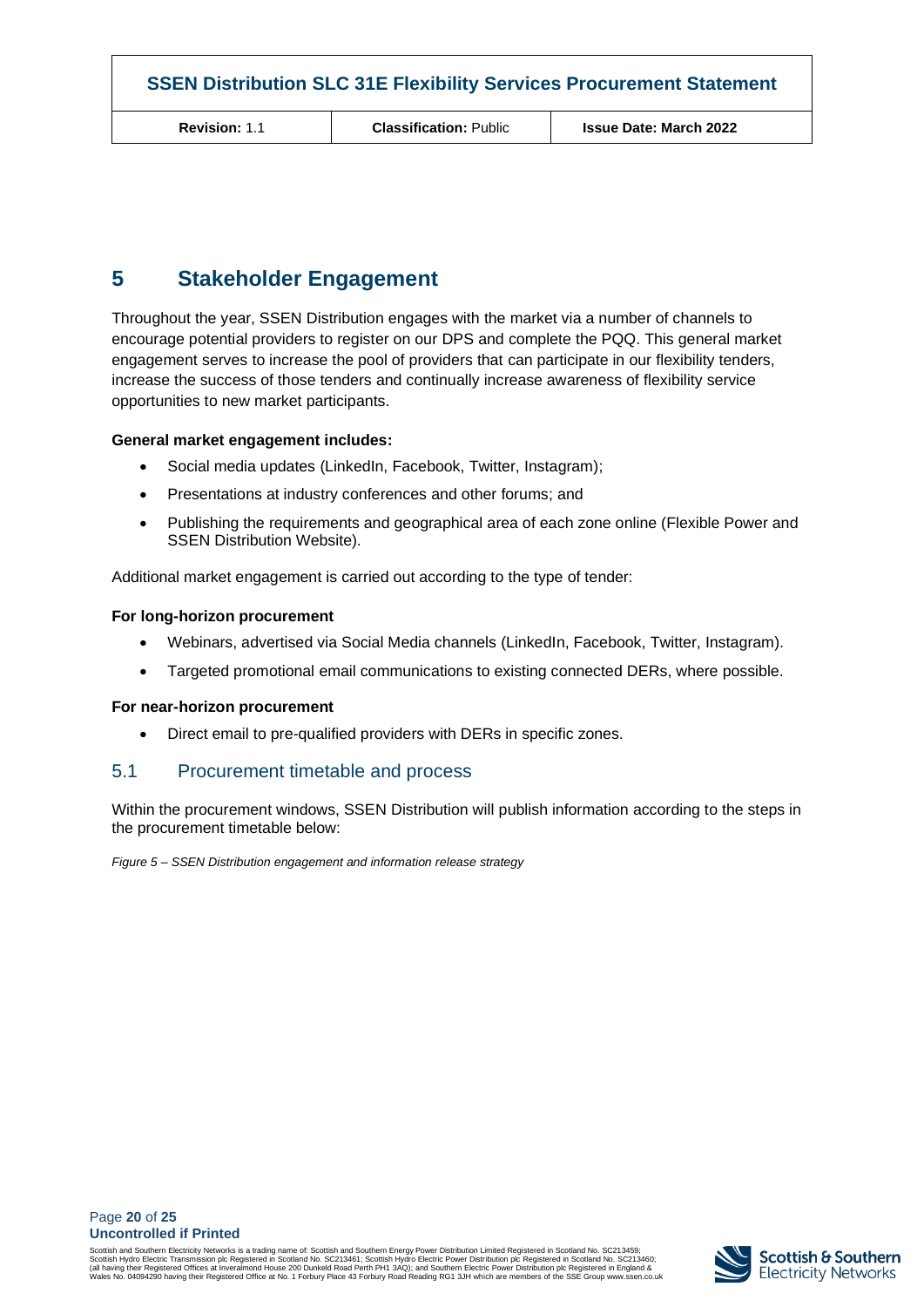# 5 Stakeholder Engagement

Throughout the year, SSEN Distribution engages with the market via a number of channels to encourage potential providers to register on our DPS and complete the PQQ. This general market engagement serves to increase the pool of providers that can participate in our flexibility tenders, increase the success of those tenders and continually increase awareness of flexibility service opportunities to new market participants.

**General market engagement includes:**

- Social media updates (LinkedIn, Facebook, Twitter, Instagram);
- Presentations at industry conferences and other forums; and
- Publishing the requirements and geographical area of each zone online (Flexible Power and SSEN Distribution Website).

Additional market engagement is carried out according to the type of tender:

**For long-horizon procurement**

- Webinars, advertised via Social Media channels (LinkedIn, Facebook, Twitter, Instagram).
- Targeted promotional email communications to existing connected DERs, where possible.

**For near-horizon procurement**

- Direct email to pre-qualified providers with DERs in specific zones.

## 5.1 Procurement timetable and process

Within the procurement windows, SSEN Distribution will publish information according to the steps in the procurement timetable below:

*Figure 5 – SSEN Distribution engagement and information release strategy*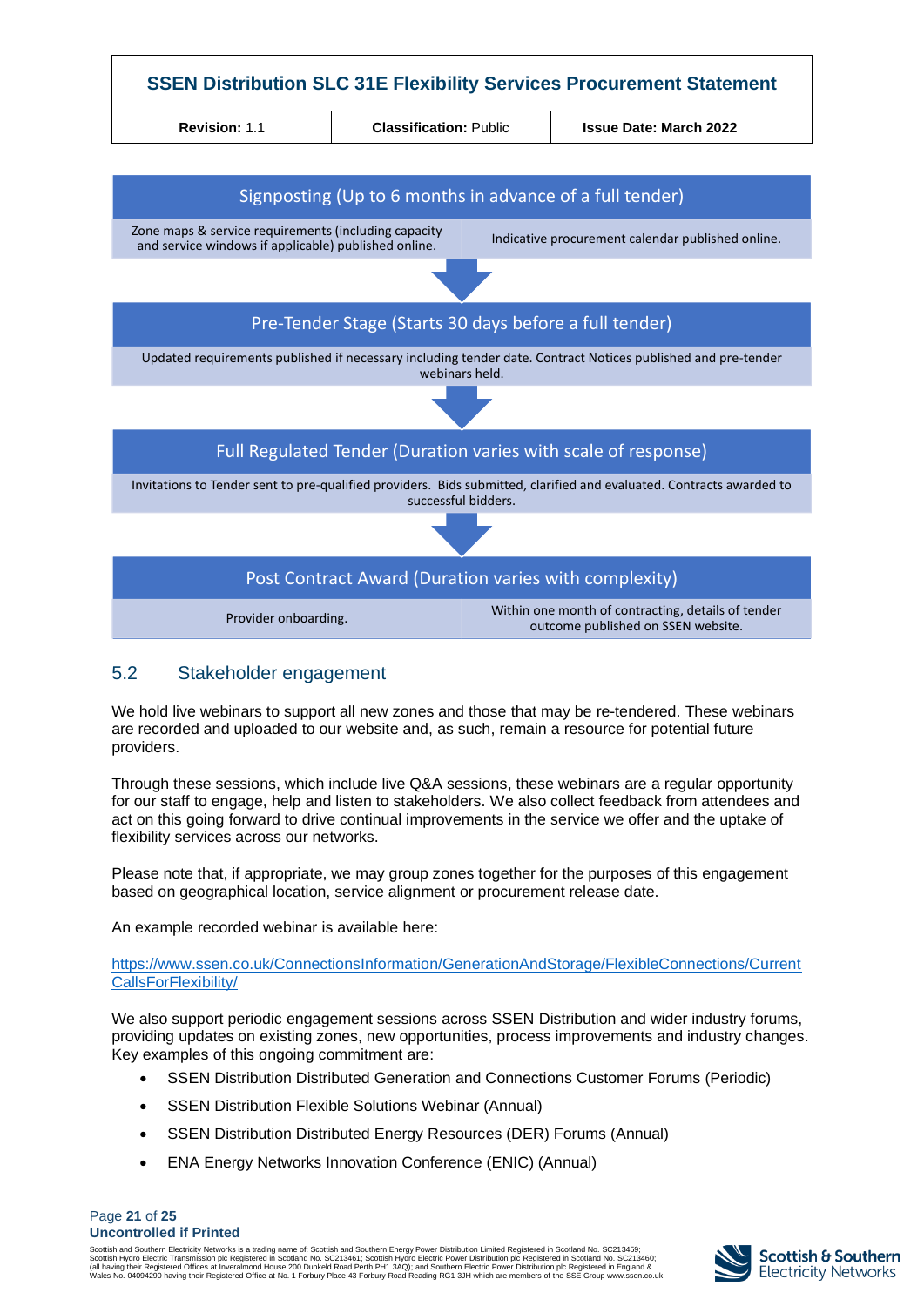**Signposting (Up to 6 months in advance of a full tender)**

| Zone maps & service requirements (including capacity and service windows if applicable) published online. | Indicative procurement calendar published online. |
|---|---|

↓

**Pre-Tender Stage (Starts 30 days before a full tender)**

Updated requirements published if necessary including tender date. Contract Notices published and pre-tender webinars held.

↓

**Full Regulated Tender (Duration varies with scale of response)**

Invitations to Tender sent to pre-qualified providers. Bids submitted, clarified and evaluated. Contracts awarded to successful bidders.

↓

**Post Contract Award (Duration varies with complexity)**

| Provider onboarding. | Within one month of contracting, details of tender outcome published on SSEN website. |
|---|---|

## 5.2 Stakeholder engagement

We hold live webinars to support all new zones and those that may be re-tendered. These webinars are recorded and uploaded to our website and, as such, remain a resource for potential future providers.

Through these sessions, which include live Q&A sessions, these webinars are a regular opportunity for our staff to engage, help and listen to stakeholders. We also collect feedback from attendees and act on this going forward to drive continual improvements in the service we offer and the uptake of flexibility services across our networks.

Please note that, if appropriate, we may group zones together for the purposes of this engagement based on geographical location, service alignment or procurement release date.

An example recorded webinar is available here:

https://www.ssen.co.uk/ConnectionsInformation/GenerationAndStorage/FlexibleConnections/CurrentCallsForFlexibility/

We also support periodic engagement sessions across SSEN Distribution and wider industry forums, providing updates on existing zones, new opportunities, process improvements and industry changes. Key examples of this ongoing commitment are:

- SSEN Distribution Distributed Generation and Connections Customer Forums (Periodic)
- SSEN Distribution Flexible Solutions Webinar (Annual)
- SSEN Distribution Distributed Energy Resources (DER) Forums (Annual)
- ENA Energy Networks Innovation Conference (ENIC) (Annual)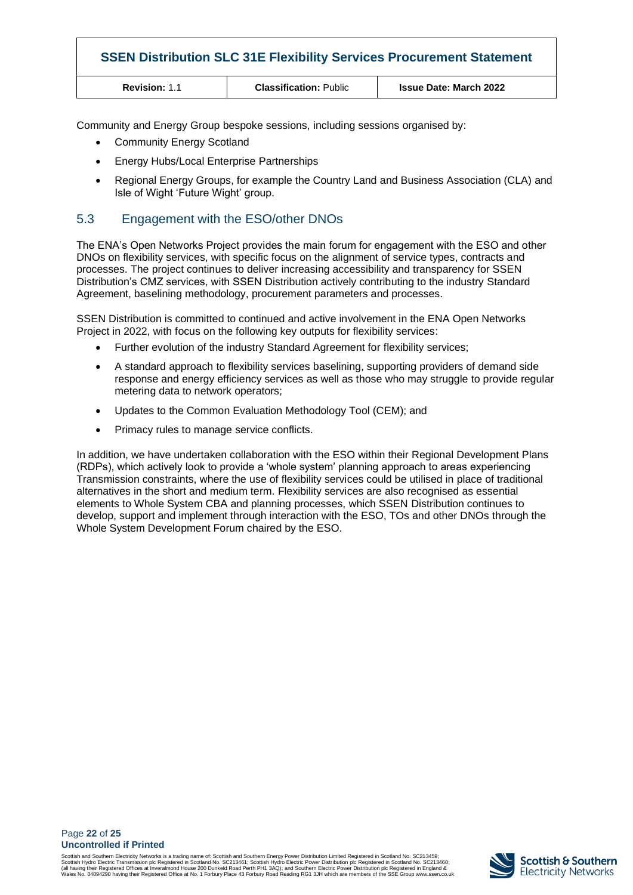Community and Energy Group bespoke sessions, including sessions organised by:

- Community Energy Scotland
- Energy Hubs/Local Enterprise Partnerships
- Regional Energy Groups, for example the Country Land and Business Association (CLA) and Isle of Wight 'Future Wight' group.

## 5.3 Engagement with the ESO/other DNOs

The ENA's Open Networks Project provides the main forum for engagement with the ESO and other DNOs on flexibility services, with specific focus on the alignment of service types, contracts and processes. The project continues to deliver increasing accessibility and transparency for SSEN Distribution's CMZ services, with SSEN Distribution actively contributing to the industry Standard Agreement, baselining methodology, procurement parameters and processes.

SSEN Distribution is committed to continued and active involvement in the ENA Open Networks Project in 2022, with focus on the following key outputs for flexibility services:

- Further evolution of the industry Standard Agreement for flexibility services;
- A standard approach to flexibility services baselining, supporting providers of demand side response and energy efficiency services as well as those who may struggle to provide regular metering data to network operators;
- Updates to the Common Evaluation Methodology Tool (CEM); and
- Primacy rules to manage service conflicts.

In addition, we have undertaken collaboration with the ESO within their Regional Development Plans (RDPs), which actively look to provide a 'whole system' planning approach to areas experiencing Transmission constraints, where the use of flexibility services could be utilised in place of traditional alternatives in the short and medium term. Flexibility services are also recognised as essential elements to Whole System CBA and planning processes, which SSEN Distribution continues to develop, support and implement through interaction with the ESO, TOs and other DNOs through the Whole System Development Forum chaired by the ESO.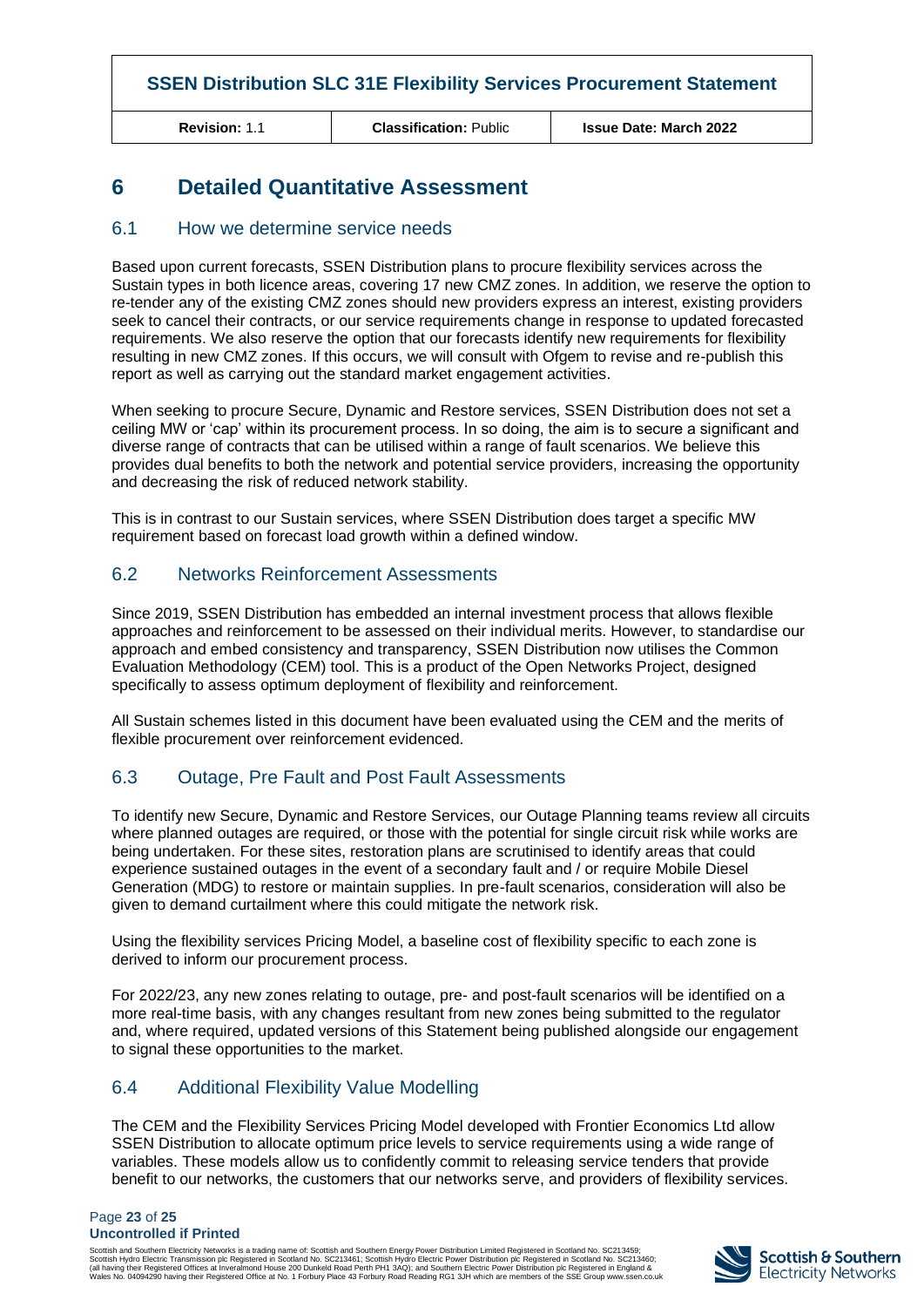# 6 Detailed Quantitative Assessment

## 6.1 How we determine service needs

Based upon current forecasts, SSEN Distribution plans to procure flexibility services across the Sustain types in both licence areas, covering 17 new CMZ zones. In addition, we reserve the option to re-tender any of the existing CMZ zones should new providers express an interest, existing providers seek to cancel their contracts, or our service requirements change in response to updated forecasted requirements. We also reserve the option that our forecasts identify new requirements for flexibility resulting in new CMZ zones. If this occurs, we will consult with Ofgem to revise and re-publish this report as well as carrying out the standard market engagement activities.

When seeking to procure Secure, Dynamic and Restore services, SSEN Distribution does not set a ceiling MW or 'cap' within its procurement process. In so doing, the aim is to secure a significant and diverse range of contracts that can be utilised within a range of fault scenarios. We believe this provides dual benefits to both the network and potential service providers, increasing the opportunity and decreasing the risk of reduced network stability.

This is in contrast to our Sustain services, where SSEN Distribution does target a specific MW requirement based on forecast load growth within a defined window.

## 6.2 Networks Reinforcement Assessments

Since 2019, SSEN Distribution has embedded an internal investment process that allows flexible approaches and reinforcement to be assessed on their individual merits. However, to standardise our approach and embed consistency and transparency, SSEN Distribution now utilises the Common Evaluation Methodology (CEM) tool. This is a product of the Open Networks Project, designed specifically to assess optimum deployment of flexibility and reinforcement.

All Sustain schemes listed in this document have been evaluated using the CEM and the merits of flexible procurement over reinforcement evidenced.

## 6.3 Outage, Pre Fault and Post Fault Assessments

To identify new Secure, Dynamic and Restore Services, our Outage Planning teams review all circuits where planned outages are required, or those with the potential for single circuit risk while works are being undertaken. For these sites, restoration plans are scrutinised to identify areas that could experience sustained outages in the event of a secondary fault and / or require Mobile Diesel Generation (MDG) to restore or maintain supplies. In pre-fault scenarios, consideration will also be given to demand curtailment where this could mitigate the network risk.

Using the flexibility services Pricing Model, a baseline cost of flexibility specific to each zone is derived to inform our procurement process.

For 2022/23, any new zones relating to outage, pre- and post-fault scenarios will be identified on a more real-time basis, with any changes resultant from new zones being submitted to the regulator and, where required, updated versions of this Statement being published alongside our engagement to signal these opportunities to the market.

## 6.4 Additional Flexibility Value Modelling

The CEM and the Flexibility Services Pricing Model developed with Frontier Economics Ltd allow SSEN Distribution to allocate optimum price levels to service requirements using a wide range of variables. These models allow us to confidently commit to releasing service tenders that provide benefit to our networks, the customers that our networks serve, and providers of flexibility services.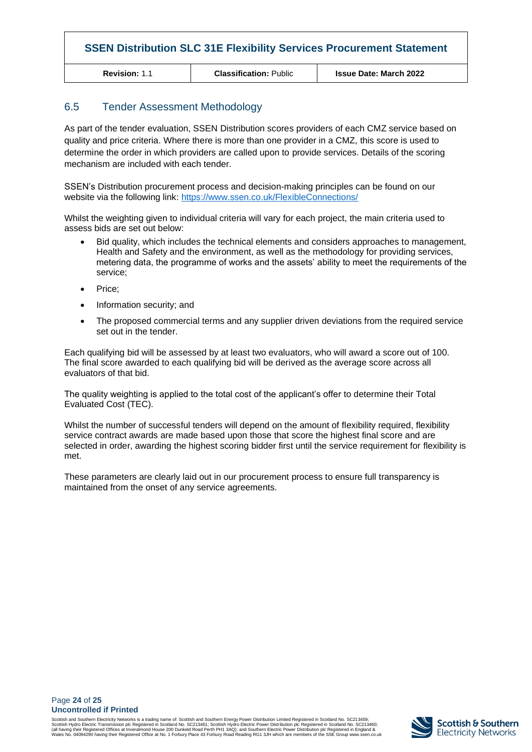## 6.5 Tender Assessment Methodology

As part of the tender evaluation, SSEN Distribution scores providers of each CMZ service based on quality and price criteria. Where there is more than one provider in a CMZ, this score is used to determine the order in which providers are called upon to provide services. Details of the scoring mechanism are included with each tender.

SSEN's Distribution procurement process and decision-making principles can be found on our website via the following link: [https://www.ssen.co.uk/FlexibleConnections/](https://www.ssen.co.uk/FlexibleConnections/)

Whilst the weighting given to individual criteria will vary for each project, the main criteria used to assess bids are set out below:

- Bid quality, which includes the technical elements and considers approaches to management, Health and Safety and the environment, as well as the methodology for providing services, metering data, the programme of works and the assets' ability to meet the requirements of the service;
- Price;
- Information security; and
- The proposed commercial terms and any supplier driven deviations from the required service set out in the tender.

Each qualifying bid will be assessed by at least two evaluators, who will award a score out of 100. The final score awarded to each qualifying bid will be derived as the average score across all evaluators of that bid.

The quality weighting is applied to the total cost of the applicant's offer to determine their Total Evaluated Cost (TEC).

Whilst the number of successful tenders will depend on the amount of flexibility required, flexibility service contract awards are made based upon those that score the highest final score and are selected in order, awarding the highest scoring bidder first until the service requirement for flexibility is met.

These parameters are clearly laid out in our procurement process to ensure full transparency is maintained from the onset of any service agreements.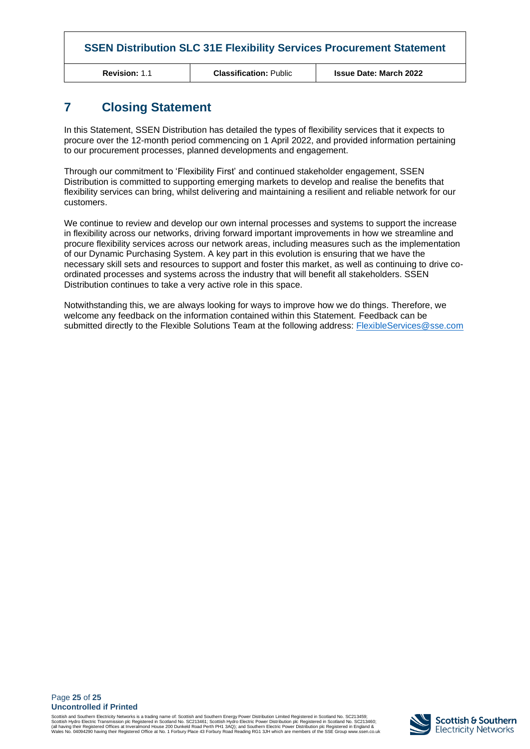# 7 Closing Statement

In this Statement, SSEN Distribution has detailed the types of flexibility services that it expects to procure over the 12-month period commencing on 1 April 2022, and provided information pertaining to our procurement processes, planned developments and engagement.

Through our commitment to 'Flexibility First' and continued stakeholder engagement, SSEN Distribution is committed to supporting emerging markets to develop and realise the benefits that flexibility services can bring, whilst delivering and maintaining a resilient and reliable network for our customers.

We continue to review and develop our own internal processes and systems to support the increase in flexibility across our networks, driving forward important improvements in how we streamline and procure flexibility services across our network areas, including measures such as the implementation of our Dynamic Purchasing System. A key part in this evolution is ensuring that we have the necessary skill sets and resources to support and foster this market, as well as continuing to drive co-ordinated processes and systems across the industry that will benefit all stakeholders. SSEN Distribution continues to take a very active role in this space.

Notwithstanding this, we are always looking for ways to improve how we do things. Therefore, we welcome any feedback on the information contained within this Statement. Feedback can be submitted directly to the Flexible Solutions Team at the following address: FlexibleServices@sse.com